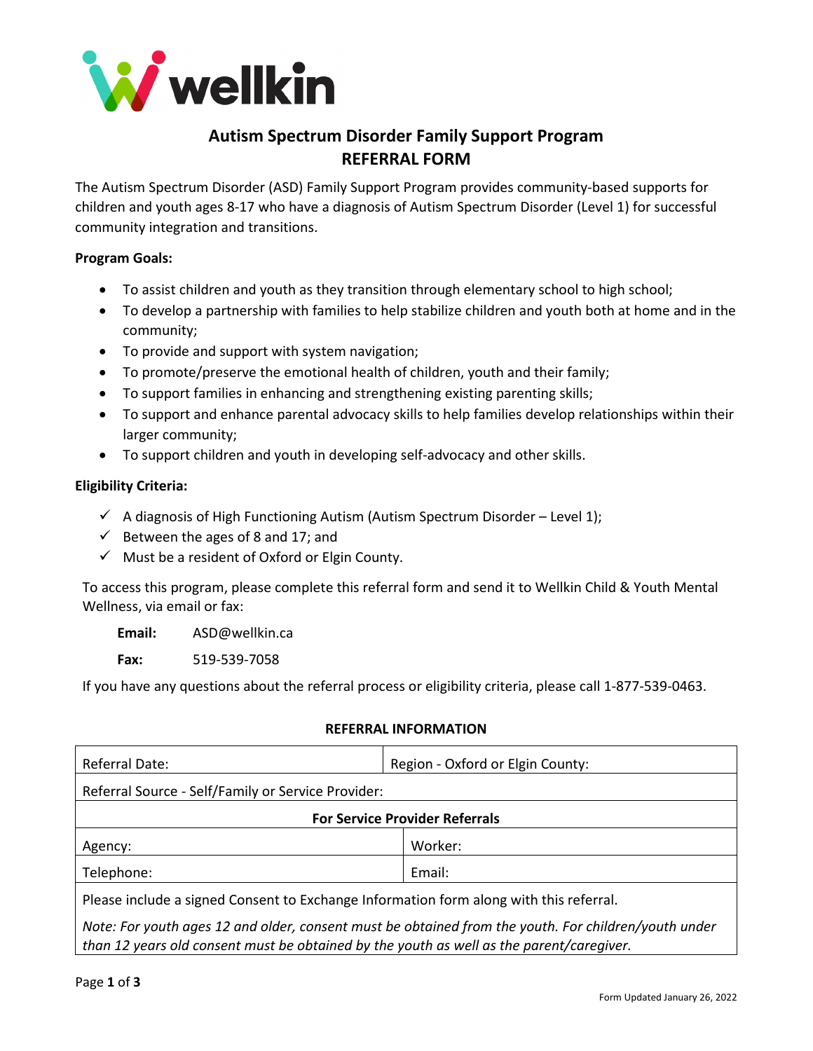# Autism Spectrum Disorder Family Support Program
## REFERRAL FORM

The Autism Spectrum Disorder (ASD) Family Support Program provides community-based supports for children and youth ages 8-17 who have a diagnosis of Autism Spectrum Disorder (Level 1) for successful community integration and transitions.

**Program Goals:**

- To assist children and youth as they transition through elementary school to high school;
- To develop a partnership with families to help stabilize children and youth both at home and in the community;
- To provide and support with system navigation;
- To promote/preserve the emotional health of children, youth and their family;
- To support families in enhancing and strengthening existing parenting skills;
- To support and enhance parental advocacy skills to help families develop relationships within their larger community;
- To support children and youth in developing self-advocacy and other skills.

**Eligibility Criteria:**

- ✓ A diagnosis of High Functioning Autism (Autism Spectrum Disorder – Level 1);
- ✓ Between the ages of 8 and 17; and
- ✓ Must be a resident of Oxford or Elgin County.

To access this program, please complete this referral form and send it to Wellkin Child & Youth Mental Wellness, via email or fax:

**Email:** ASD@wellkin.ca

**Fax:** 519-539-7058

If you have any questions about the referral process or eligibility criteria, please call 1-877-539-0463.

**REFERRAL INFORMATION**

| Referral Date: | Region - Oxford or Elgin County: |
|---|---|
| Referral Source - Self/Family or Service Provider: | |
| **For Service Provider Referrals** | |
| Agency: | Worker: |
| Telephone: | Email: |
| Please include a signed Consent to Exchange Information form along with this referral. *Note: For youth ages 12 and older, consent must be obtained from the youth. For children/youth under than 12 years old consent must be obtained by the youth as well as the parent/caregiver.* | |

Form Updated January 26, 2022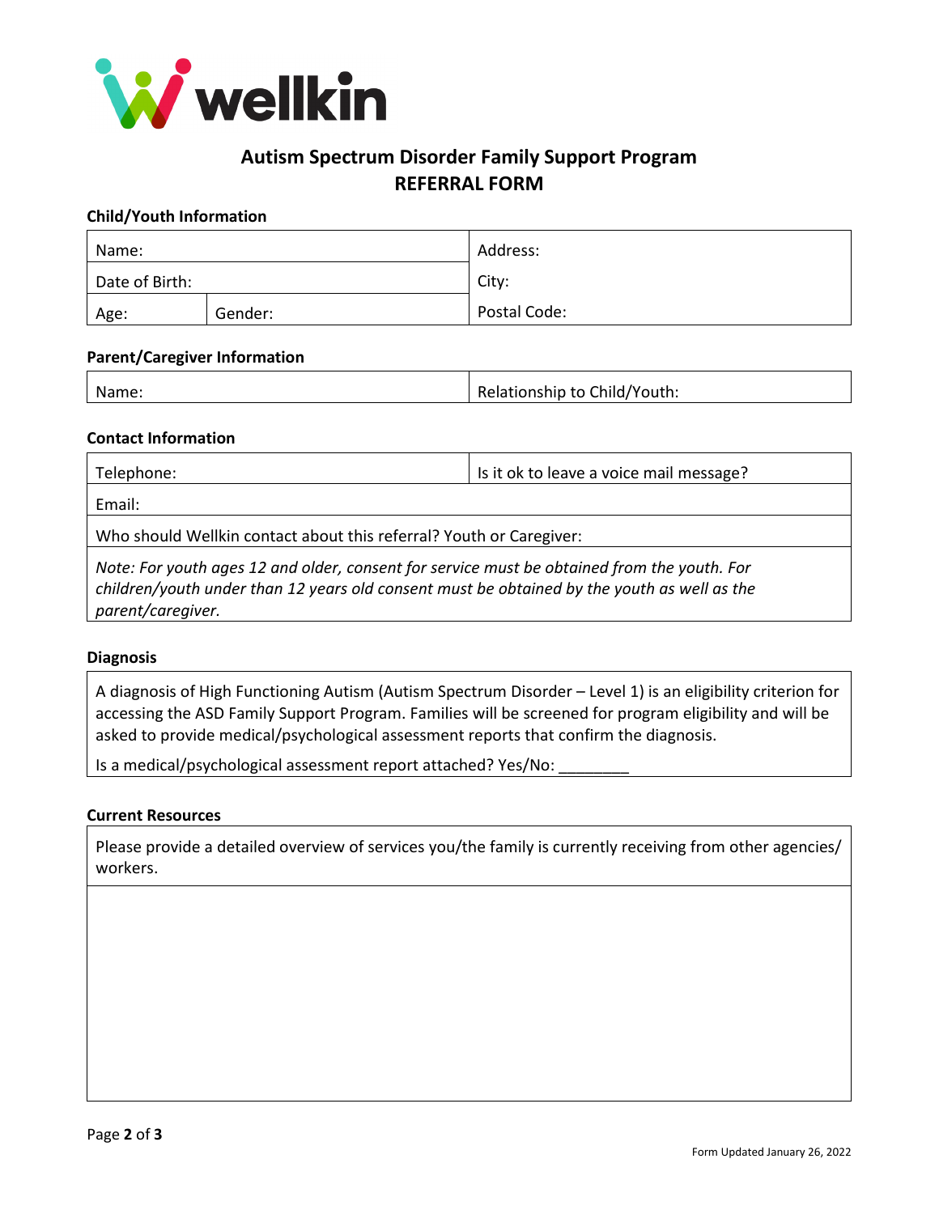# Autism Spectrum Disorder Family Support Program
## REFERRAL FORM

### Child/Youth Information

| Name: | | Address: |
|---|---|---|
| Date of Birth: | | City: |
| Age: | Gender: | Postal Code: |

### Parent/Caregiver Information

| Name: | Relationship to Child/Youth: |
|---|---|

### Contact Information

| Telephone: | Is it ok to leave a voice mail message? |
|---|---|
| Email: | |
| Who should Wellkin contact about this referral? Youth or Caregiver: | |
| *Note: For youth ages 12 and older, consent for service must be obtained from the youth. For children/youth under than 12 years old consent must be obtained by the youth as well as the parent/caregiver.* | |

### Diagnosis

A diagnosis of High Functioning Autism (Autism Spectrum Disorder – Level 1) is an eligibility criterion for accessing the ASD Family Support Program. Families will be screened for program eligibility and will be asked to provide medical/psychological assessment reports that confirm the diagnosis.

Is a medical/psychological assessment report attached? Yes/No: ________

### Current Resources

Please provide a detailed overview of services you/the family is currently receiving from other agencies/ workers.

Form Updated January 26, 2022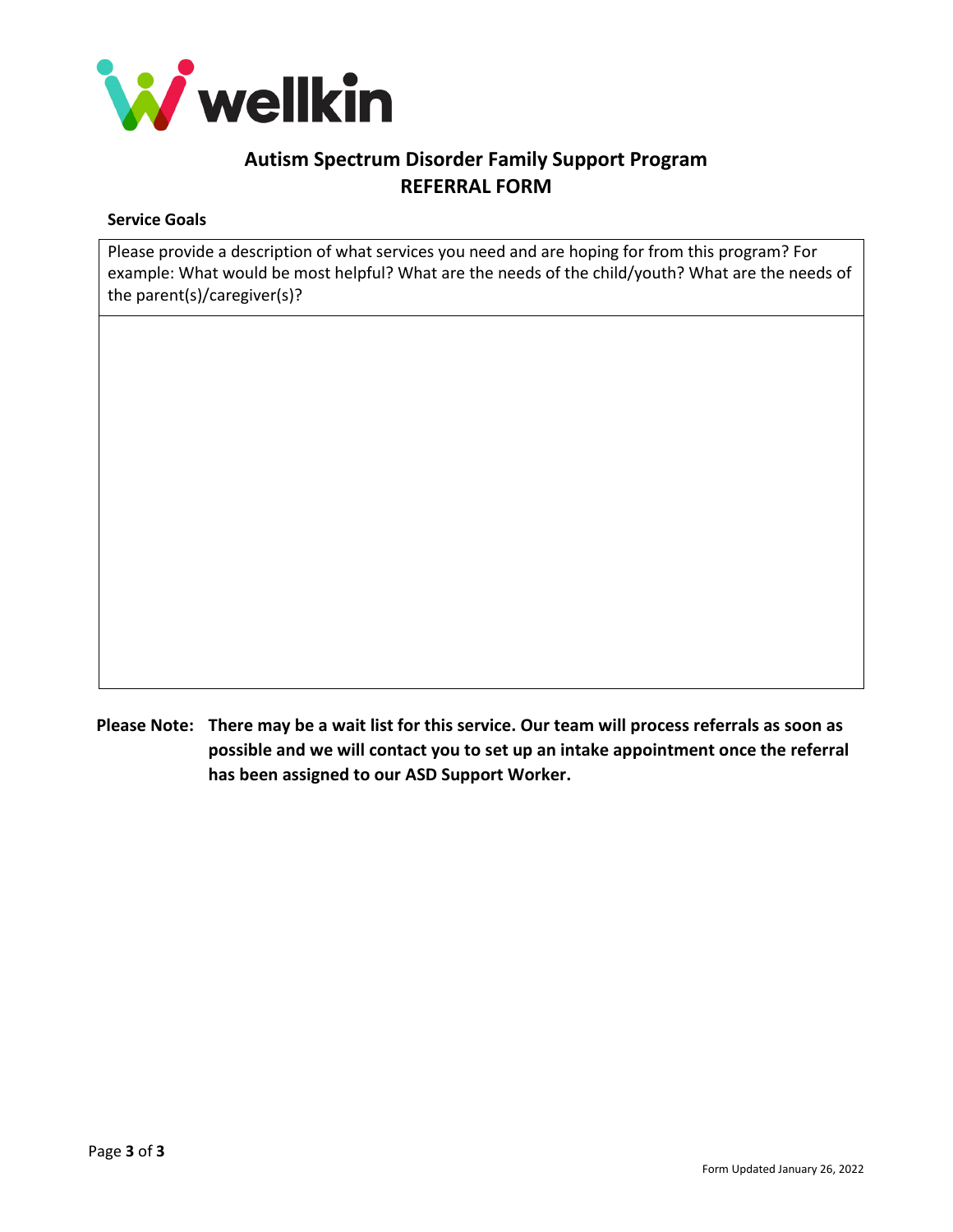wellkin

# Autism Spectrum Disorder Family Support Program
## REFERRAL FORM

**Service Goals**

| Please provide a description of what services you need and are hoping for from this program? For example: What would be most helpful? What are the needs of the child/youth? What are the needs of the parent(s)/caregiver(s)? |
|---|
| |

**Please Note: There may be a wait list for this service. Our team will process referrals as soon as possible and we will contact you to set up an intake appointment once the referral has been assigned to our ASD Support Worker.**

Form Updated January 26, 2022